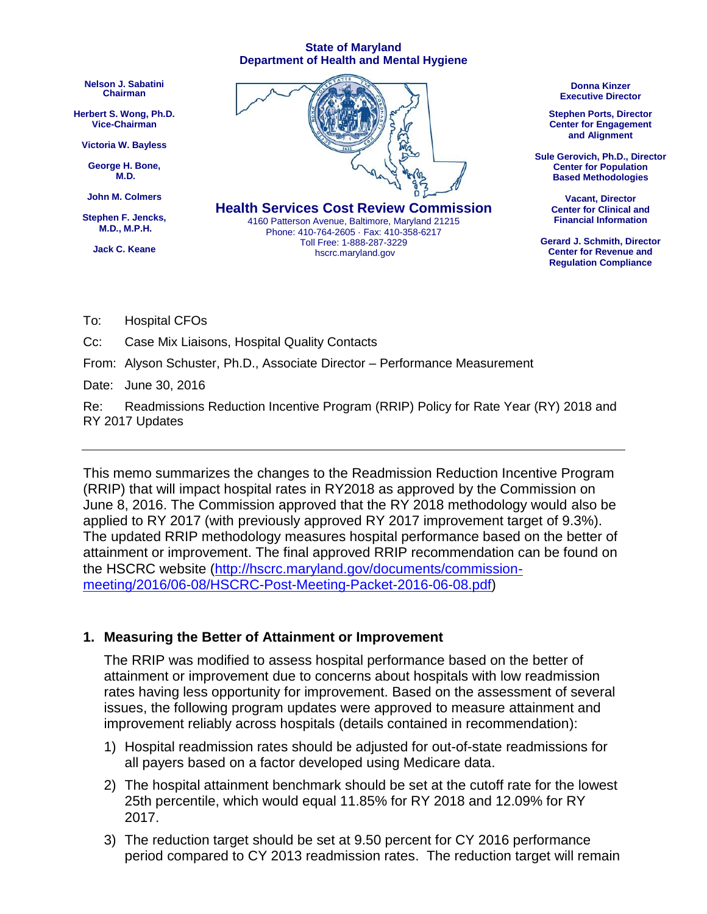**State of Maryland**
**Department of Health and Mental Hygiene**

**Nelson J. Sabatini**
**Chairman**

**Herbert S. Wong, Ph.D.**
**Vice-Chairman**

**Victoria W. Bayless**

**George H. Bone, M.D.**

**John M. Colmers**

**Stephen F. Jencks, M.D., M.P.H.**

**Jack C. Keane**

**Health Services Cost Review Commission**
4160 Patterson Avenue, Baltimore, Maryland 21215
Phone: 410-764-2605 · Fax: 410-358-6217
Toll Free: 1-888-287-3229
hscrc.maryland.gov

**Donna Kinzer**
**Executive Director**

**Stephen Ports, Director**
**Center for Engagement and Alignment**

**Sule Gerovich, Ph.D., Director**
**Center for Population Based Methodologies**

**Vacant, Director**
**Center for Clinical and Financial Information**

**Gerard J. Schmith, Director**
**Center for Revenue and Regulation Compliance**

To: Hospital CFOs

Cc: Case Mix Liaisons, Hospital Quality Contacts

From: Alyson Schuster, Ph.D., Associate Director – Performance Measurement

Date: June 30, 2016

Re: Readmissions Reduction Incentive Program (RRIP) Policy for Rate Year (RY) 2018 and RY 2017 Updates

---

This memo summarizes the changes to the Readmission Reduction Incentive Program (RRIP) that will impact hospital rates in RY2018 as approved by the Commission on June 8, 2016. The Commission approved that the RY 2018 methodology would also be applied to RY 2017 (with previously approved RY 2017 improvement target of 9.3%). The updated RRIP methodology measures hospital performance based on the better of attainment or improvement. The final approved RRIP recommendation can be found on the HSCRC website (http://hscrc.maryland.gov/documents/commission-meeting/2016/06-08/HSCRC-Post-Meeting-Packet-2016-06-08.pdf)

## 1. Measuring the Better of Attainment or Improvement

The RRIP was modified to assess hospital performance based on the better of attainment or improvement due to concerns about hospitals with low readmission rates having less opportunity for improvement. Based on the assessment of several issues, the following program updates were approved to measure attainment and improvement reliably across hospitals (details contained in recommendation):

1) Hospital readmission rates should be adjusted for out-of-state readmissions for all payers based on a factor developed using Medicare data.
2) The hospital attainment benchmark should be set at the cutoff rate for the lowest 25th percentile, which would equal 11.85% for RY 2018 and 12.09% for RY 2017.
3) The reduction target should be set at 9.50 percent for CY 2016 performance period compared to CY 2013 readmission rates. The reduction target will remain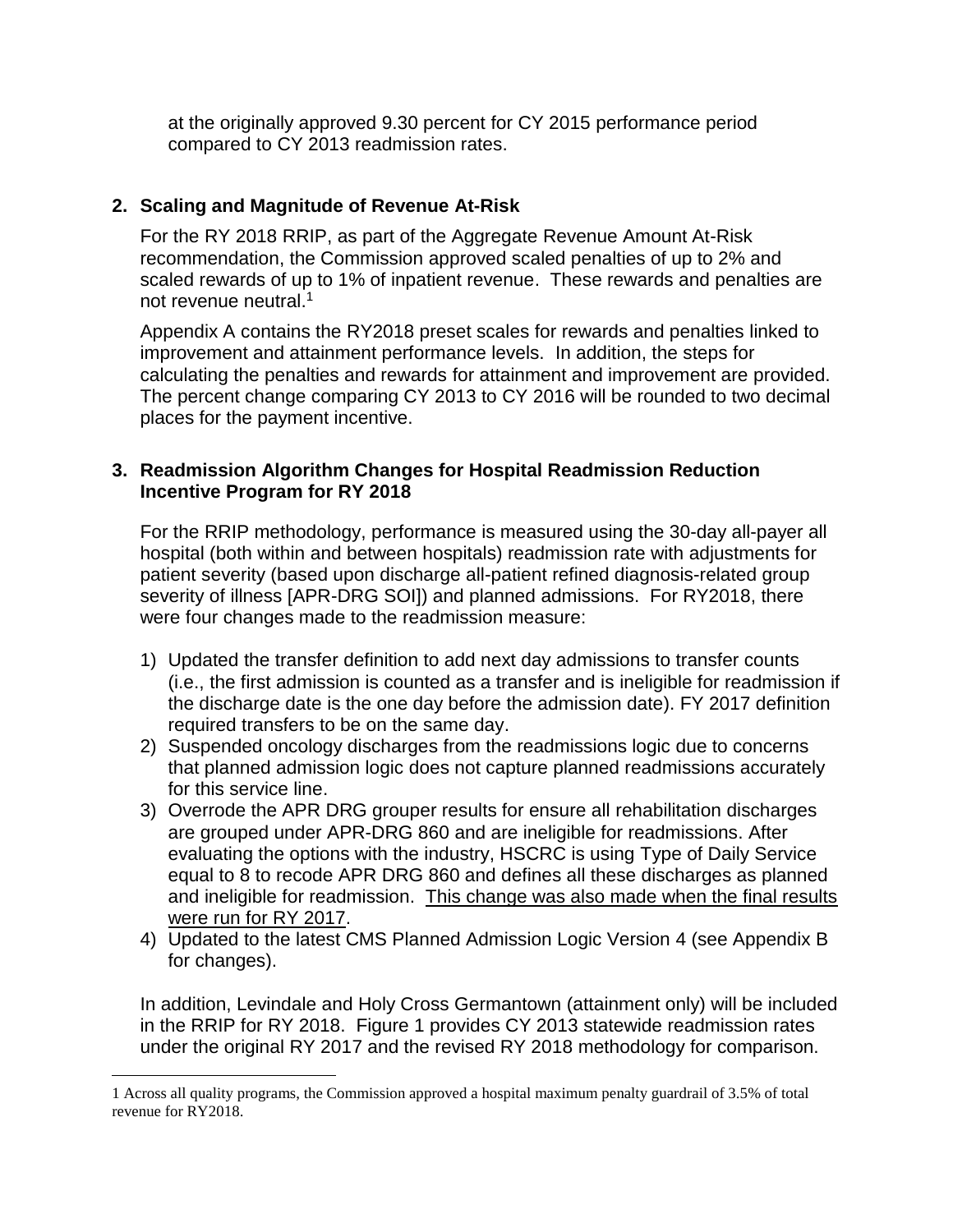at the originally approved 9.30 percent for CY 2015 performance period compared to CY 2013 readmission rates.

**2. Scaling and Magnitude of Revenue At-Risk**

For the RY 2018 RRIP, as part of the Aggregate Revenue Amount At-Risk recommendation, the Commission approved scaled penalties of up to 2% and scaled rewards of up to 1% of inpatient revenue. These rewards and penalties are not revenue neutral.[1]

Appendix A contains the RY2018 preset scales for rewards and penalties linked to improvement and attainment performance levels. In addition, the steps for calculating the penalties and rewards for attainment and improvement are provided. The percent change comparing CY 2013 to CY 2016 will be rounded to two decimal places for the payment incentive.

**3. Readmission Algorithm Changes for Hospital Readmission Reduction Incentive Program for RY 2018**

For the RRIP methodology, performance is measured using the 30-day all-payer all hospital (both within and between hospitals) readmission rate with adjustments for patient severity (based upon discharge all-patient refined diagnosis-related group severity of illness [APR-DRG SOI]) and planned admissions. For RY2018, there were four changes made to the readmission measure:

1) Updated the transfer definition to add next day admissions to transfer counts (i.e., the first admission is counted as a transfer and is ineligible for readmission if the discharge date is the one day before the admission date). FY 2017 definition required transfers to be on the same day.
2) Suspended oncology discharges from the readmissions logic due to concerns that planned admission logic does not capture planned readmissions accurately for this service line.
3) Overrode the APR DRG grouper results for ensure all rehabilitation discharges are grouped under APR-DRG 860 and are ineligible for readmissions. After evaluating the options with the industry, HSCRC is using Type of Daily Service equal to 8 to recode APR DRG 860 and defines all these discharges as planned and ineligible for readmission. <u>This change was also made when the final results were run for RY 2017</u>.
4) Updated to the latest CMS Planned Admission Logic Version 4 (see Appendix B for changes).

In addition, Levindale and Holy Cross Germantown (attainment only) will be included in the RRIP for RY 2018. Figure 1 provides CY 2013 statewide readmission rates under the original RY 2017 and the revised RY 2018 methodology for comparison.

---

[1] Across all quality programs, the Commission approved a hospital maximum penalty guardrail of 3.5% of total revenue for RY2018.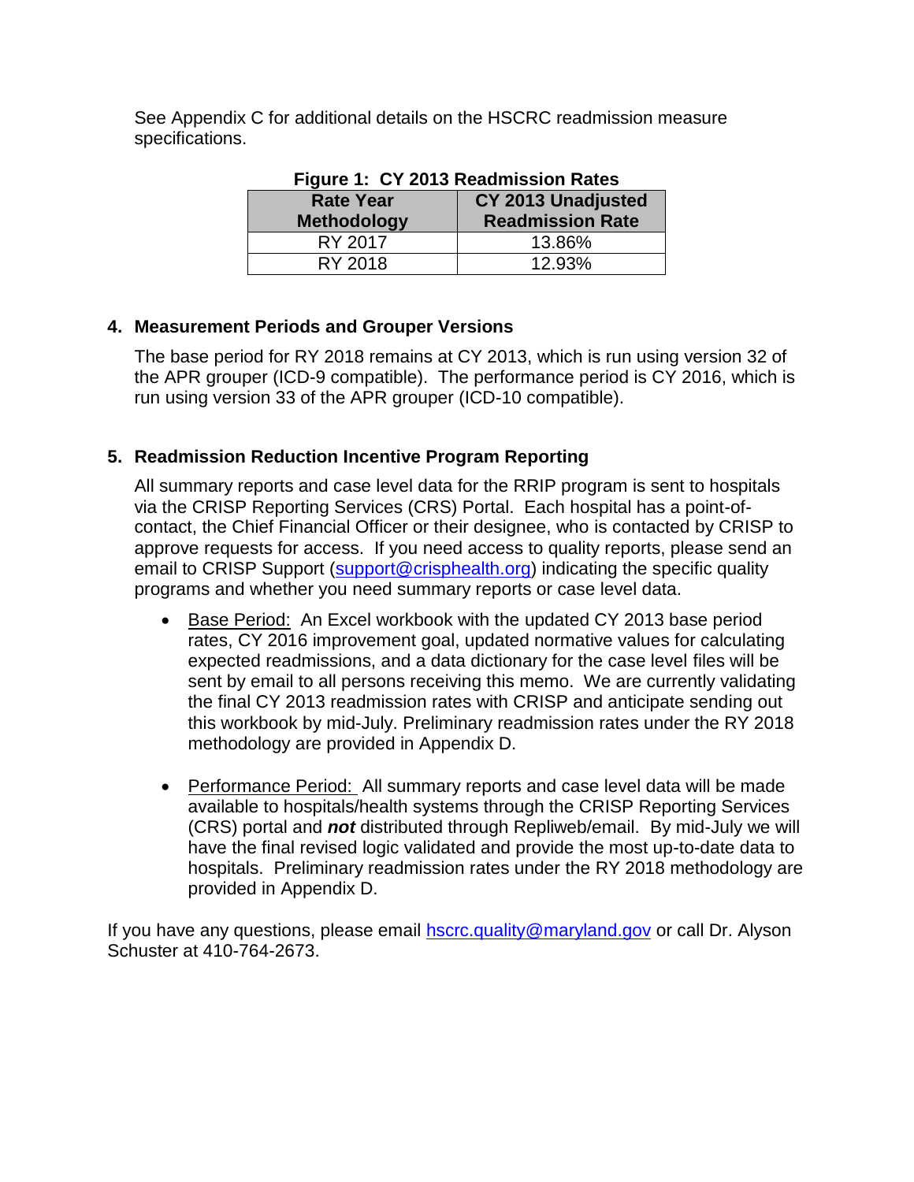See Appendix C for additional details on the HSCRC readmission measure specifications.

**Figure 1: CY 2013 Readmission Rates**

| Rate Year Methodology | CY 2013 Unadjusted Readmission Rate |
|---|---|
| RY 2017 | 13.86% |
| RY 2018 | 12.93% |

## 4. Measurement Periods and Grouper Versions

The base period for RY 2018 remains at CY 2013, which is run using version 32 of the APR grouper (ICD-9 compatible). The performance period is CY 2016, which is run using version 33 of the APR grouper (ICD-10 compatible).

## 5. Readmission Reduction Incentive Program Reporting

All summary reports and case level data for the RRIP program is sent to hospitals via the CRISP Reporting Services (CRS) Portal. Each hospital has a point-of-contact, the Chief Financial Officer or their designee, who is contacted by CRISP to approve requests for access. If you need access to quality reports, please send an email to CRISP Support (support@crisphealth.org) indicating the specific quality programs and whether you need summary reports or case level data.

- Base Period: An Excel workbook with the updated CY 2013 base period rates, CY 2016 improvement goal, updated normative values for calculating expected readmissions, and a data dictionary for the case level files will be sent by email to all persons receiving this memo. We are currently validating the final CY 2013 readmission rates with CRISP and anticipate sending out this workbook by mid-July. Preliminary readmission rates under the RY 2018 methodology are provided in Appendix D.

- Performance Period: All summary reports and case level data will be made available to hospitals/health systems through the CRISP Reporting Services (CRS) portal and ***not*** distributed through Repliweb/email. By mid-July we will have the final revised logic validated and provide the most up-to-date data to hospitals. Preliminary readmission rates under the RY 2018 methodology are provided in Appendix D.

If you have any questions, please email hscrc.quality@maryland.gov or call Dr. Alyson Schuster at 410-764-2673.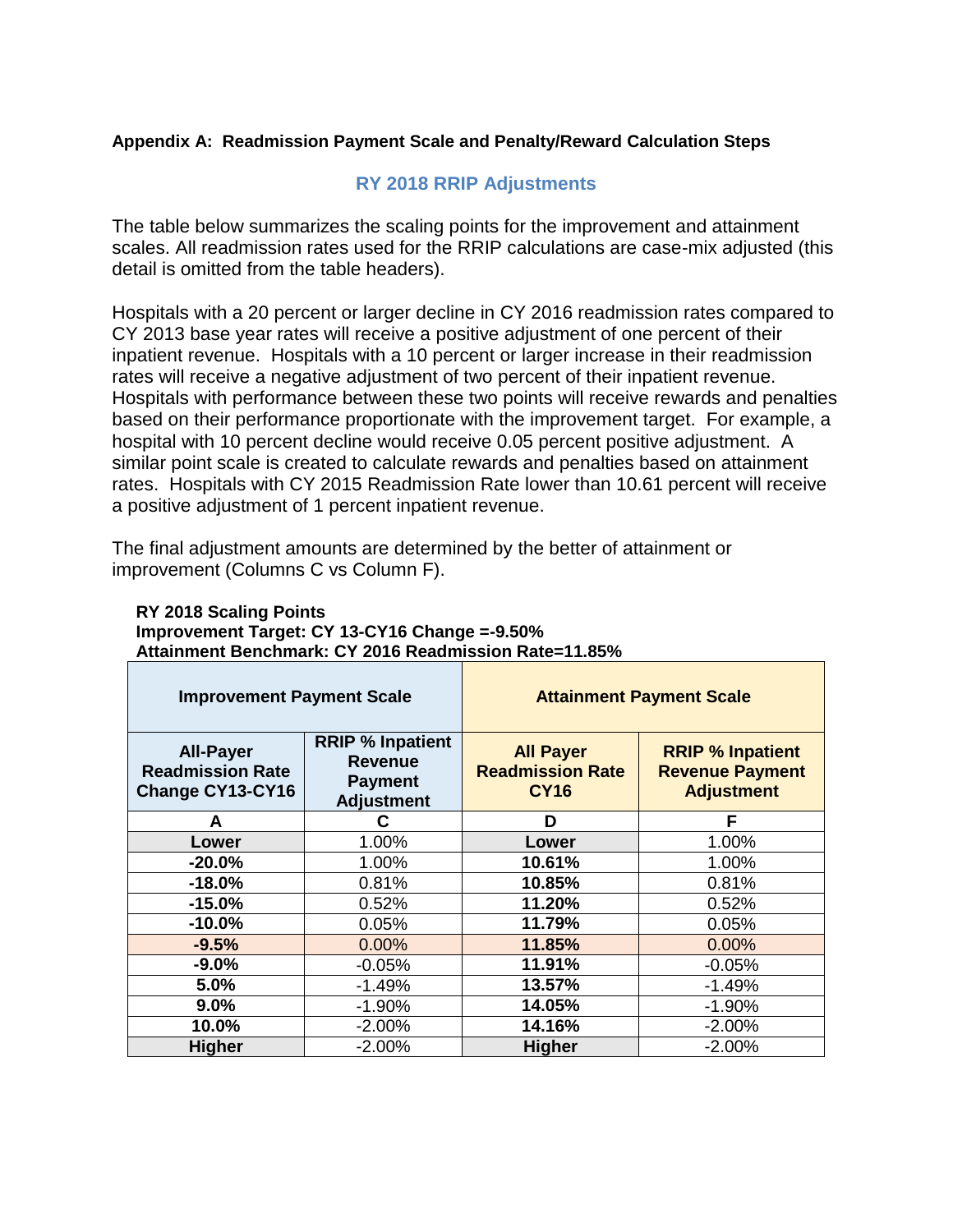**Appendix A: Readmission Payment Scale and Penalty/Reward Calculation Steps**

## RY 2018 RRIP Adjustments

The table below summarizes the scaling points for the improvement and attainment scales. All readmission rates used for the RRIP calculations are case-mix adjusted (this detail is omitted from the table headers).

Hospitals with a 20 percent or larger decline in CY 2016 readmission rates compared to CY 2013 base year rates will receive a positive adjustment of one percent of their inpatient revenue. Hospitals with a 10 percent or larger increase in their readmission rates will receive a negative adjustment of two percent of their inpatient revenue. Hospitals with performance between these two points will receive rewards and penalties based on their performance proportionate with the improvement target. For example, a hospital with 10 percent decline would receive 0.05 percent positive adjustment. A similar point scale is created to calculate rewards and penalties based on attainment rates. Hospitals with CY 2015 Readmission Rate lower than 10.61 percent will receive a positive adjustment of 1 percent inpatient revenue.

The final adjustment amounts are determined by the better of attainment or improvement (Columns C vs Column F).

**RY 2018 Scaling Points**
**Improvement Target: CY 13-CY16 Change =-9.50%**
**Attainment Benchmark: CY 2016 Readmission Rate=11.85%**

| Improvement Payment Scale | | Attainment Payment Scale | |
|---|---|---|---|
| **All-Payer Readmission Rate Change CY13-CY16** | **RRIP % Inpatient Revenue Payment Adjustment** | **All Payer Readmission Rate CY16** | **RRIP % Inpatient Revenue Payment Adjustment** |
| **A** | **C** | **D** | **F** |
| **Lower** | 1.00% | **Lower** | 1.00% |
| **-20.0%** | 1.00% | **10.61%** | 1.00% |
| **-18.0%** | 0.81% | **10.85%** | 0.81% |
| **-15.0%** | 0.52% | **11.20%** | 0.52% |
| **-10.0%** | 0.05% | **11.79%** | 0.05% |
| **-9.5%** | 0.00% | **11.85%** | 0.00% |
| **-9.0%** | -0.05% | **11.91%** | -0.05% |
| **5.0%** | -1.49% | **13.57%** | -1.49% |
| **9.0%** | -1.90% | **14.05%** | -1.90% |
| **10.0%** | -2.00% | **14.16%** | -2.00% |
| **Higher** | -2.00% | **Higher** | -2.00% |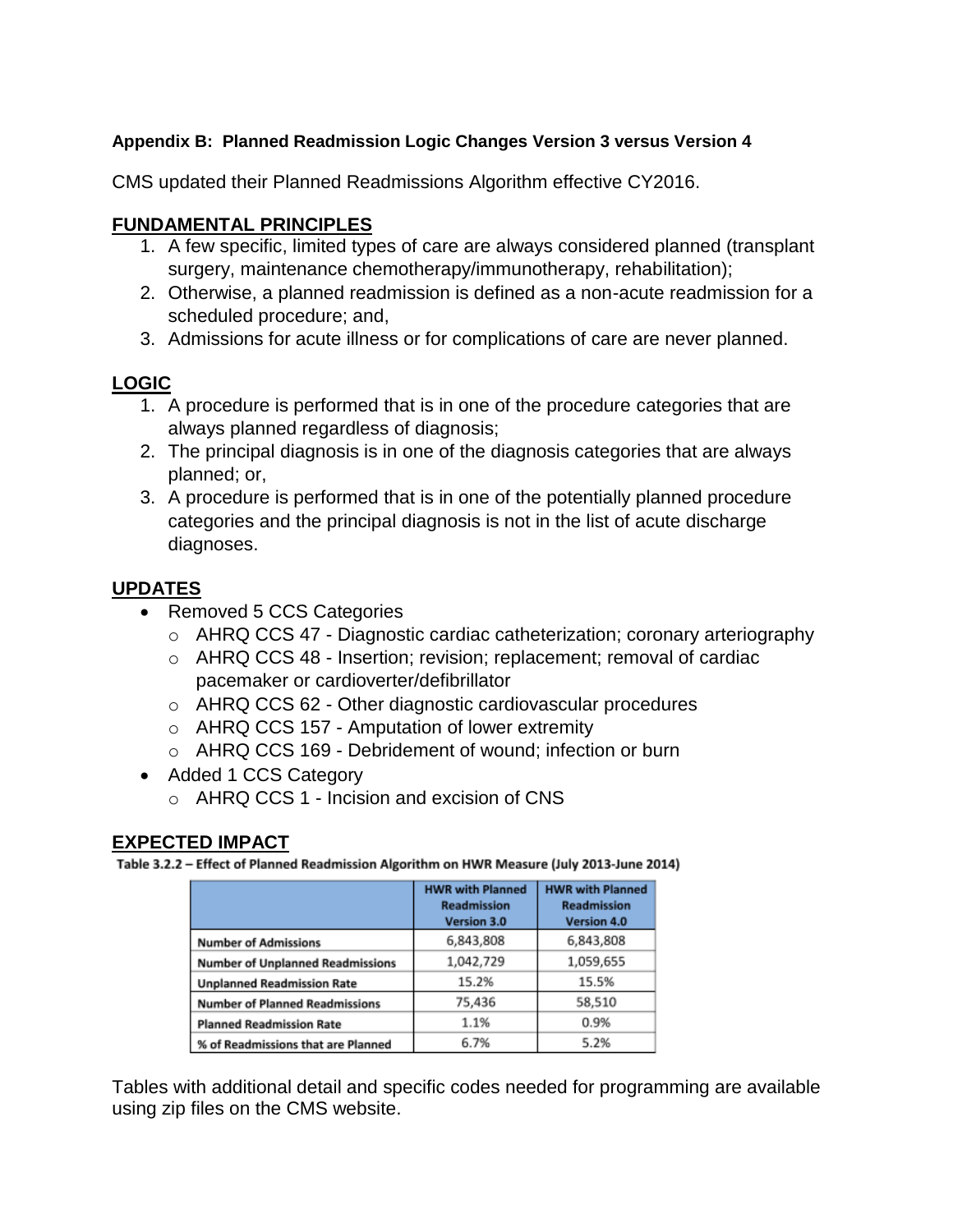**Appendix B: Planned Readmission Logic Changes Version 3 versus Version 4**

CMS updated their Planned Readmissions Algorithm effective CY2016.

## FUNDAMENTAL PRINCIPLES

1. A few specific, limited types of care are always considered planned (transplant surgery, maintenance chemotherapy/immunotherapy, rehabilitation);
2. Otherwise, a planned readmission is defined as a non-acute readmission for a scheduled procedure; and,
3. Admissions for acute illness or for complications of care are never planned.

## LOGIC

1. A procedure is performed that is in one of the procedure categories that are always planned regardless of diagnosis;
2. The principal diagnosis is in one of the diagnosis categories that are always planned; or,
3. A procedure is performed that is in one of the potentially planned procedure categories and the principal diagnosis is not in the list of acute discharge diagnoses.

## UPDATES

- Removed 5 CCS Categories
  - AHRQ CCS 47 - Diagnostic cardiac catheterization; coronary arteriography
  - AHRQ CCS 48 - Insertion; revision; replacement; removal of cardiac pacemaker or cardioverter/defibrillator
  - AHRQ CCS 62 - Other diagnostic cardiovascular procedures
  - AHRQ CCS 157 - Amputation of lower extremity
  - AHRQ CCS 169 - Debridement of wound; infection or burn
- Added 1 CCS Category
  - AHRQ CCS 1 - Incision and excision of CNS

## EXPECTED IMPACT

**Table 3.2.2 – Effect of Planned Readmission Algorithm on HWR Measure (July 2013-June 2014)**

| | HWR with Planned Readmission Version 3.0 | HWR with Planned Readmission Version 4.0 |
|---|---|---|
| Number of Admissions | 6,843,808 | 6,843,808 |
| Number of Unplanned Readmissions | 1,042,729 | 1,059,655 |
| Unplanned Readmission Rate | 15.2% | 15.5% |
| Number of Planned Readmissions | 75,436 | 58,510 |
| Planned Readmission Rate | 1.1% | 0.9% |
| % of Readmissions that are Planned | 6.7% | 5.2% |

Tables with additional detail and specific codes needed for programming are available using zip files on the CMS website.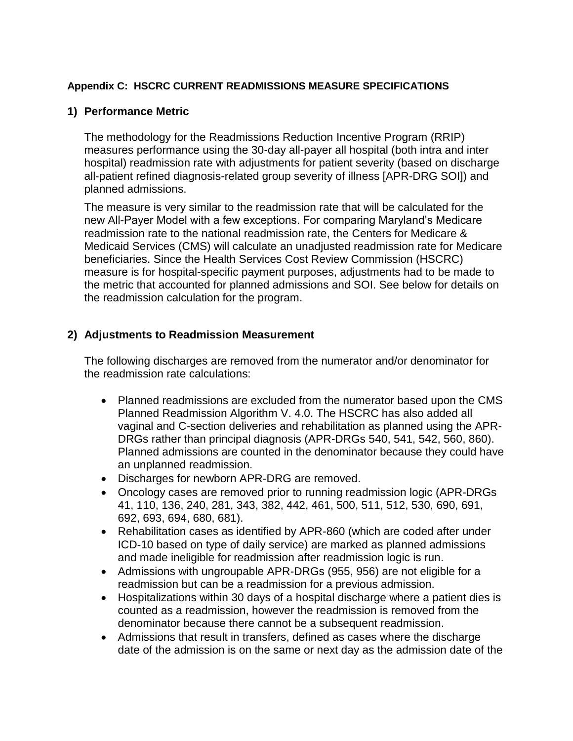**Appendix C: HSCRC CURRENT READMISSIONS MEASURE SPECIFICATIONS**

## 1) Performance Metric

The methodology for the Readmissions Reduction Incentive Program (RRIP) measures performance using the 30-day all-payer all hospital (both intra and inter hospital) readmission rate with adjustments for patient severity (based on discharge all-patient refined diagnosis-related group severity of illness [APR-DRG SOI]) and planned admissions.

The measure is very similar to the readmission rate that will be calculated for the new All-Payer Model with a few exceptions. For comparing Maryland's Medicare readmission rate to the national readmission rate, the Centers for Medicare & Medicaid Services (CMS) will calculate an unadjusted readmission rate for Medicare beneficiaries. Since the Health Services Cost Review Commission (HSCRC) measure is for hospital-specific payment purposes, adjustments had to be made to the metric that accounted for planned admissions and SOI. See below for details on the readmission calculation for the program.

## 2) Adjustments to Readmission Measurement

The following discharges are removed from the numerator and/or denominator for the readmission rate calculations:

- Planned readmissions are excluded from the numerator based upon the CMS Planned Readmission Algorithm V. 4.0. The HSCRC has also added all vaginal and C-section deliveries and rehabilitation as planned using the APR-DRGs rather than principal diagnosis (APR-DRGs 540, 541, 542, 560, 860). Planned admissions are counted in the denominator because they could have an unplanned readmission.
- Discharges for newborn APR-DRG are removed.
- Oncology cases are removed prior to running readmission logic (APR-DRGs 41, 110, 136, 240, 281, 343, 382, 442, 461, 500, 511, 512, 530, 690, 691, 692, 693, 694, 680, 681).
- Rehabilitation cases as identified by APR-860 (which are coded after under ICD-10 based on type of daily service) are marked as planned admissions and made ineligible for readmission after readmission logic is run.
- Admissions with ungroupable APR-DRGs (955, 956) are not eligible for a readmission but can be a readmission for a previous admission.
- Hospitalizations within 30 days of a hospital discharge where a patient dies is counted as a readmission, however the readmission is removed from the denominator because there cannot be a subsequent readmission.
- Admissions that result in transfers, defined as cases where the discharge date of the admission is on the same or next day as the admission date of the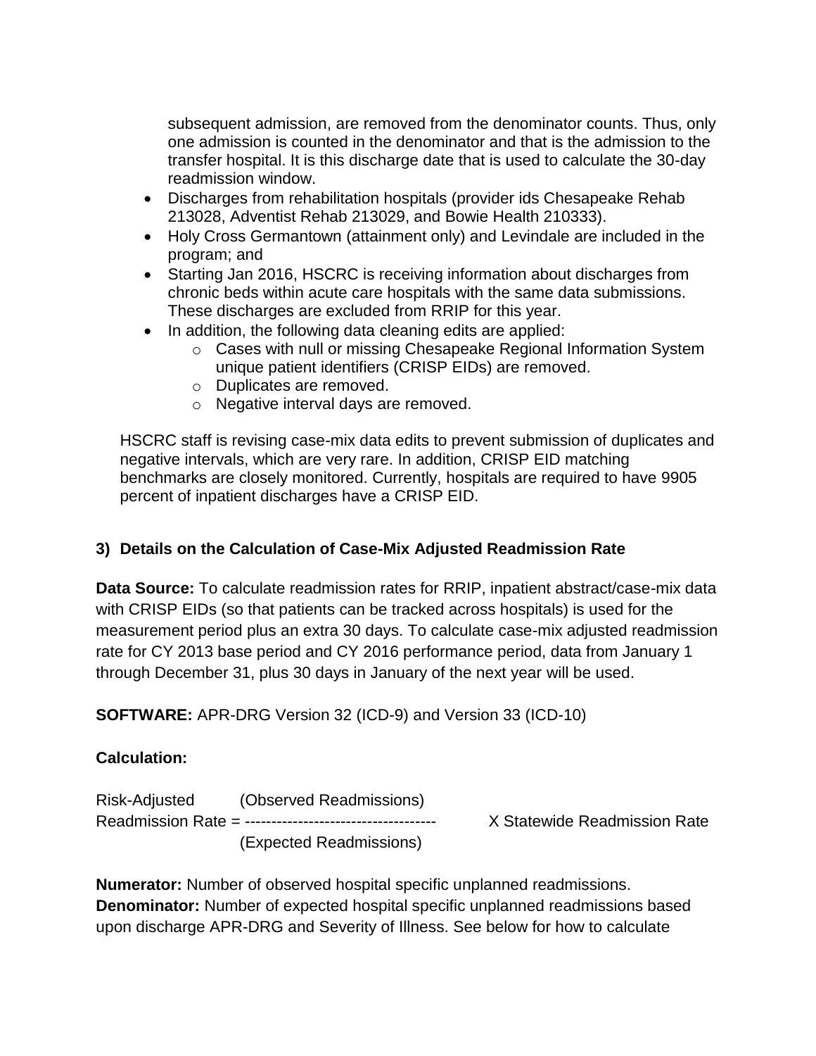subsequent admission, are removed from the denominator counts. Thus, only one admission is counted in the denominator and that is the admission to the transfer hospital. It is this discharge date that is used to calculate the 30-day readmission window.

- Discharges from rehabilitation hospitals (provider ids Chesapeake Rehab 213028, Adventist Rehab 213029, and Bowie Health 210333).
- Holy Cross Germantown (attainment only) and Levindale are included in the program; and
- Starting Jan 2016, HSCRC is receiving information about discharges from chronic beds within acute care hospitals with the same data submissions. These discharges are excluded from RRIP for this year.
- In addition, the following data cleaning edits are applied:
  - Cases with null or missing Chesapeake Regional Information System unique patient identifiers (CRISP EIDs) are removed.
  - Duplicates are removed.
  - Negative interval days are removed.

HSCRC staff is revising case-mix data edits to prevent submission of duplicates and negative intervals, which are very rare. In addition, CRISP EID matching benchmarks are closely monitored. Currently, hospitals are required to have 9905 percent of inpatient discharges have a CRISP EID.

### 3) Details on the Calculation of Case-Mix Adjusted Readmission Rate

**Data Source:** To calculate readmission rates for RRIP, inpatient abstract/case-mix data with CRISP EIDs (so that patients can be tracked across hospitals) is used for the measurement period plus an extra 30 days. To calculate case-mix adjusted readmission rate for CY 2013 base period and CY 2016 performance period, data from January 1 through December 31, plus 30 days in January of the next year will be used.

**SOFTWARE:** APR-DRG Version 32 (ICD-9) and Version 33 (ICD-10)

**Calculation:**

$$\text{Risk-Adjusted Readmission Rate} = \frac{\text{(Observed Readmissions)}}{\text{(Expected Readmissions)}} \times \text{Statewide Readmission Rate}$$

**Numerator:** Number of observed hospital specific unplanned readmissions.
**Denominator:** Number of expected hospital specific unplanned readmissions based upon discharge APR-DRG and Severity of Illness. See below for how to calculate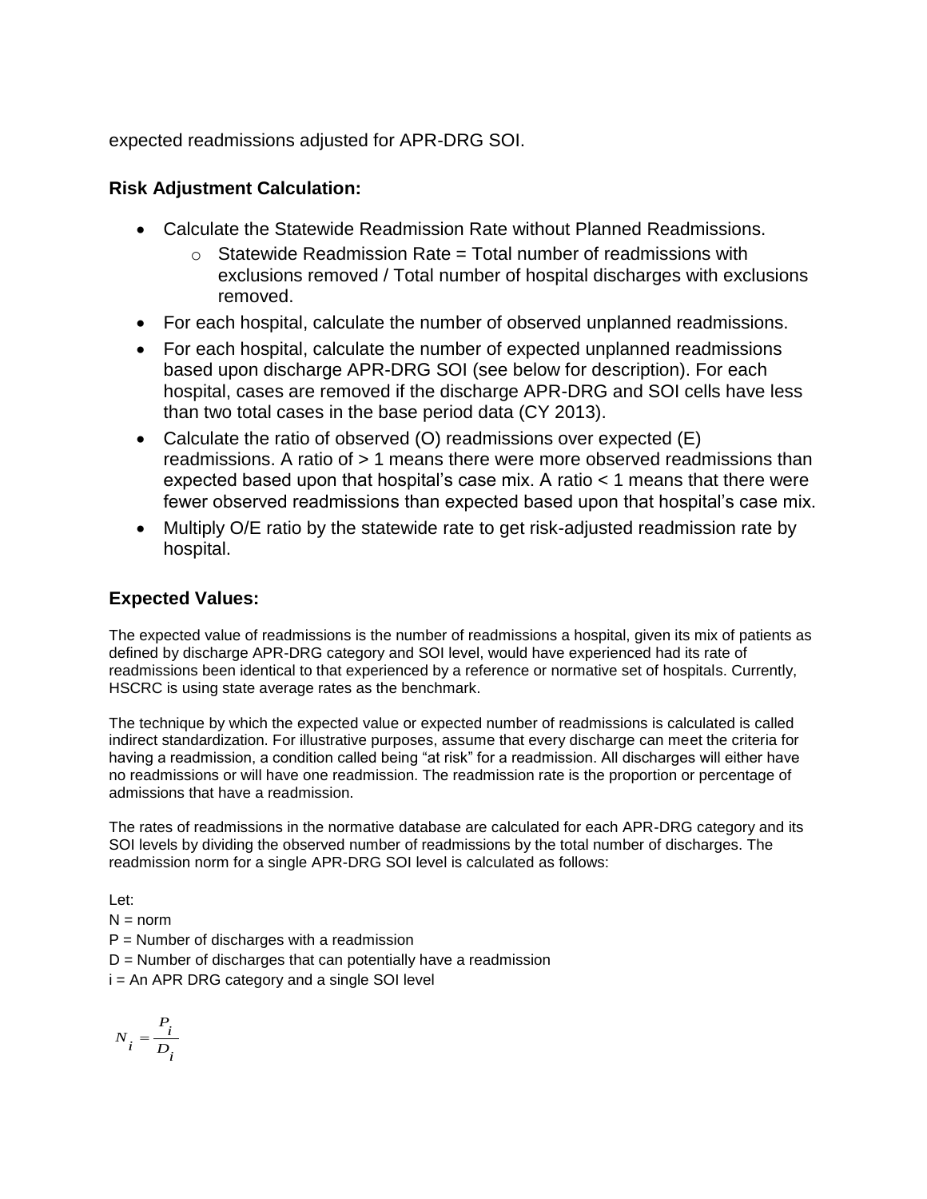expected readmissions adjusted for APR-DRG SOI.

### Risk Adjustment Calculation:

- Calculate the Statewide Readmission Rate without Planned Readmissions.
  - Statewide Readmission Rate = Total number of readmissions with exclusions removed / Total number of hospital discharges with exclusions removed.
- For each hospital, calculate the number of observed unplanned readmissions.
- For each hospital, calculate the number of expected unplanned readmissions based upon discharge APR-DRG SOI (see below for description). For each hospital, cases are removed if the discharge APR-DRG and SOI cells have less than two total cases in the base period data (CY 2013).
- Calculate the ratio of observed (O) readmissions over expected (E) readmissions. A ratio of > 1 means there were more observed readmissions than expected based upon that hospital's case mix. A ratio < 1 means that there were fewer observed readmissions than expected based upon that hospital's case mix.
- Multiply O/E ratio by the statewide rate to get risk-adjusted readmission rate by hospital.

### Expected Values:

The expected value of readmissions is the number of readmissions a hospital, given its mix of patients as defined by discharge APR-DRG category and SOI level, would have experienced had its rate of readmissions been identical to that experienced by a reference or normative set of hospitals. Currently, HSCRC is using state average rates as the benchmark.

The technique by which the expected value or expected number of readmissions is calculated is called indirect standardization. For illustrative purposes, assume that every discharge can meet the criteria for having a readmission, a condition called being "at risk" for a readmission. All discharges will either have no readmissions or will have one readmission. The readmission rate is the proportion or percentage of admissions that have a readmission.

The rates of readmissions in the normative database are calculated for each APR-DRG category and its SOI levels by dividing the observed number of readmissions by the total number of discharges. The readmission norm for a single APR-DRG SOI level is calculated as follows:

Let:

N = norm

P = Number of discharges with a readmission

D = Number of discharges that can potentially have a readmission

i = An APR DRG category and a single SOI level

$$N_i = \frac{P_i}{D_i}$$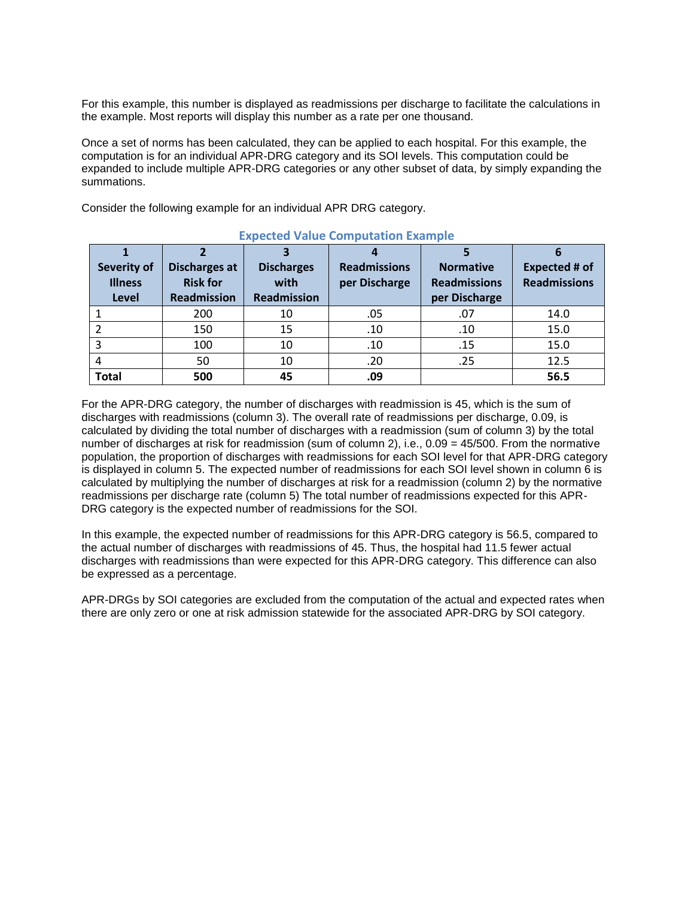For this example, this number is displayed as readmissions per discharge to facilitate the calculations in the example. Most reports will display this number as a rate per one thousand.

Once a set of norms has been calculated, they can be applied to each hospital. For this example, the computation is for an individual APR-DRG category and its SOI levels. This computation could be expanded to include multiple APR-DRG categories or any other subset of data, by simply expanding the summations.

Consider the following example for an individual APR DRG category.

**Expected Value Computation Example**

| 1<br>Severity of Illness Level | 2<br>Discharges at Risk for Readmission | 3<br>Discharges with Readmission | 4<br>Readmissions per Discharge | 5<br>Normative Readmissions per Discharge | 6<br>Expected # of Readmissions |
|---|---|---|---|---|---|
| 1 | 200 | 10 | .05 | .07 | 14.0 |
| 2 | 150 | 15 | .10 | .10 | 15.0 |
| 3 | 100 | 10 | .10 | .15 | 15.0 |
| 4 | 50 | 10 | .20 | .25 | 12.5 |
| **Total** | **500** | **45** | **.09** | | **56.5** |

For the APR-DRG category, the number of discharges with readmission is 45, which is the sum of discharges with readmissions (column 3). The overall rate of readmissions per discharge, 0.09, is calculated by dividing the total number of discharges with a readmission (sum of column 3) by the total number of discharges at risk for readmission (sum of column 2), i.e., 0.09 = 45/500. From the normative population, the proportion of discharges with readmissions for each SOI level for that APR-DRG category is displayed in column 5. The expected number of readmissions for each SOI level shown in column 6 is calculated by multiplying the number of discharges at risk for a readmission (column 2) by the normative readmissions per discharge rate (column 5) The total number of readmissions expected for this APR-DRG category is the expected number of readmissions for the SOI.

In this example, the expected number of readmissions for this APR-DRG category is 56.5, compared to the actual number of discharges with readmissions of 45. Thus, the hospital had 11.5 fewer actual discharges with readmissions than were expected for this APR-DRG category. This difference can also be expressed as a percentage.

APR-DRGs by SOI categories are excluded from the computation of the actual and expected rates when there are only zero or one at risk admission statewide for the associated APR-DRG by SOI category.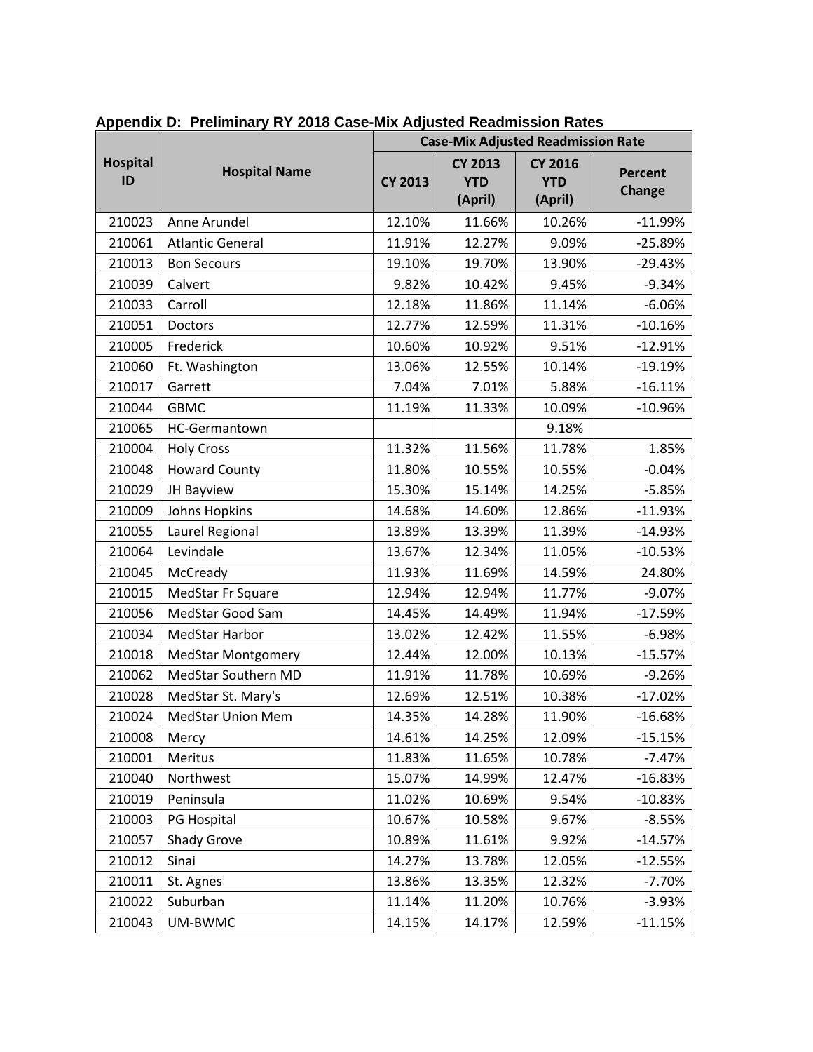## Appendix D: Preliminary RY 2018 Case-Mix Adjusted Readmission Rates

| Hospital ID | Hospital Name | Case-Mix Adjusted Readmission Rate | | | |
|---|---|---|---|---|---|
| | | CY 2013 | CY 2013 YTD (April) | CY 2016 YTD (April) | Percent Change |
| 210023 | Anne Arundel | 12.10% | 11.66% | 10.26% | -11.99% |
| 210061 | Atlantic General | 11.91% | 12.27% | 9.09% | -25.89% |
| 210013 | Bon Secours | 19.10% | 19.70% | 13.90% | -29.43% |
| 210039 | Calvert | 9.82% | 10.42% | 9.45% | -9.34% |
| 210033 | Carroll | 12.18% | 11.86% | 11.14% | -6.06% |
| 210051 | Doctors | 12.77% | 12.59% | 11.31% | -10.16% |
| 210005 | Frederick | 10.60% | 10.92% | 9.51% | -12.91% |
| 210060 | Ft. Washington | 13.06% | 12.55% | 10.14% | -19.19% |
| 210017 | Garrett | 7.04% | 7.01% | 5.88% | -16.11% |
| 210044 | GBMC | 11.19% | 11.33% | 10.09% | -10.96% |
| 210065 | HC-Germantown | | | 9.18% | |
| 210004 | Holy Cross | 11.32% | 11.56% | 11.78% | 1.85% |
| 210048 | Howard County | 11.80% | 10.55% | 10.55% | -0.04% |
| 210029 | JH Bayview | 15.30% | 15.14% | 14.25% | -5.85% |
| 210009 | Johns Hopkins | 14.68% | 14.60% | 12.86% | -11.93% |
| 210055 | Laurel Regional | 13.89% | 13.39% | 11.39% | -14.93% |
| 210064 | Levindale | 13.67% | 12.34% | 11.05% | -10.53% |
| 210045 | McCready | 11.93% | 11.69% | 14.59% | 24.80% |
| 210015 | MedStar Fr Square | 12.94% | 12.94% | 11.77% | -9.07% |
| 210056 | MedStar Good Sam | 14.45% | 14.49% | 11.94% | -17.59% |
| 210034 | MedStar Harbor | 13.02% | 12.42% | 11.55% | -6.98% |
| 210018 | MedStar Montgomery | 12.44% | 12.00% | 10.13% | -15.57% |
| 210062 | MedStar Southern MD | 11.91% | 11.78% | 10.69% | -9.26% |
| 210028 | MedStar St. Mary's | 12.69% | 12.51% | 10.38% | -17.02% |
| 210024 | MedStar Union Mem | 14.35% | 14.28% | 11.90% | -16.68% |
| 210008 | Mercy | 14.61% | 14.25% | 12.09% | -15.15% |
| 210001 | Meritus | 11.83% | 11.65% | 10.78% | -7.47% |
| 210040 | Northwest | 15.07% | 14.99% | 12.47% | -16.83% |
| 210019 | Peninsula | 11.02% | 10.69% | 9.54% | -10.83% |
| 210003 | PG Hospital | 10.67% | 10.58% | 9.67% | -8.55% |
| 210057 | Shady Grove | 10.89% | 11.61% | 9.92% | -14.57% |
| 210012 | Sinai | 14.27% | 13.78% | 12.05% | -12.55% |
| 210011 | St. Agnes | 13.86% | 13.35% | 12.32% | -7.70% |
| 210022 | Suburban | 11.14% | 11.20% | 10.76% | -3.93% |
| 210043 | UM-BWMC | 14.15% | 14.17% | 12.59% | -11.15% |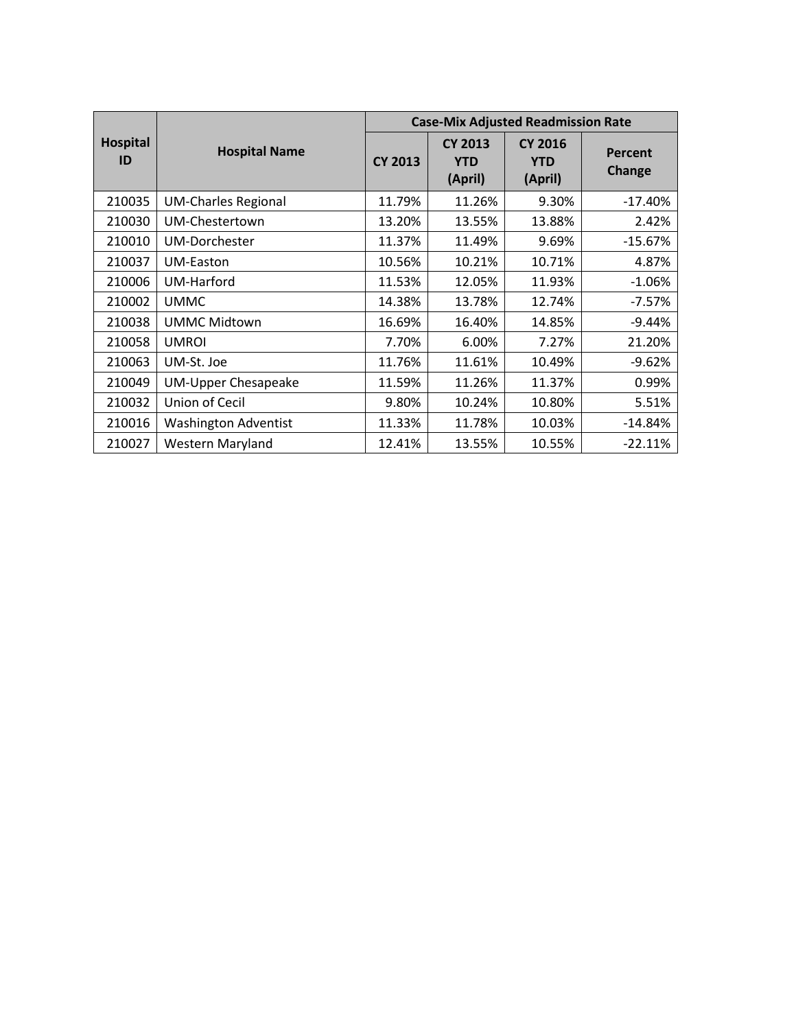| Hospital ID | Hospital Name | Case-Mix Adjusted Readmission Rate | | | |
|---|---|---|---|---|---|
| | | CY 2013 | CY 2013 YTD (April) | CY 2016 YTD (April) | Percent Change |
| 210035 | UM-Charles Regional | 11.79% | 11.26% | 9.30% | -17.40% |
| 210030 | UM-Chestertown | 13.20% | 13.55% | 13.88% | 2.42% |
| 210010 | UM-Dorchester | 11.37% | 11.49% | 9.69% | -15.67% |
| 210037 | UM-Easton | 10.56% | 10.21% | 10.71% | 4.87% |
| 210006 | UM-Harford | 11.53% | 12.05% | 11.93% | -1.06% |
| 210002 | UMMC | 14.38% | 13.78% | 12.74% | -7.57% |
| 210038 | UMMC Midtown | 16.69% | 16.40% | 14.85% | -9.44% |
| 210058 | UMROI | 7.70% | 6.00% | 7.27% | 21.20% |
| 210063 | UM-St. Joe | 11.76% | 11.61% | 10.49% | -9.62% |
| 210049 | UM-Upper Chesapeake | 11.59% | 11.26% | 11.37% | 0.99% |
| 210032 | Union of Cecil | 9.80% | 10.24% | 10.80% | 5.51% |
| 210016 | Washington Adventist | 11.33% | 11.78% | 10.03% | -14.84% |
| 210027 | Western Maryland | 12.41% | 13.55% | 10.55% | -22.11% |